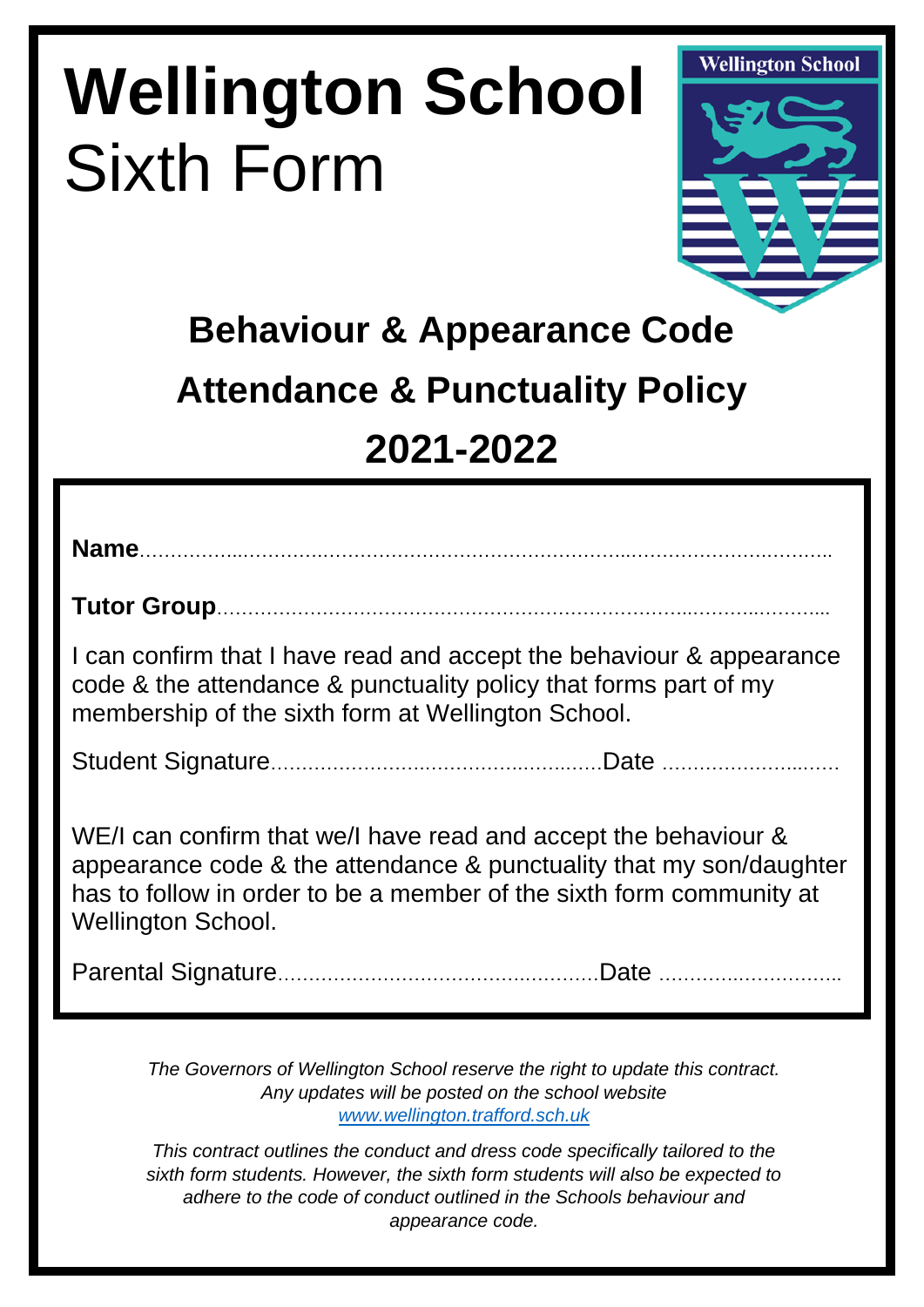# Wellington School
Sixth Form

## Behaviour & Appearance Code

## Attendance & Punctuality Policy

## 2021-2022

**Name**……………………………………………………………………………………………

**Tutor Group**……………………………………………………………………………………

I can confirm that I have read and accept the behaviour & appearance code & the attendance & punctuality policy that forms part of my membership of the sixth form at Wellington School.

Student Signature………………………………………………Date ………………………

WE/I can confirm that we/I have read and accept the behaviour & appearance code & the attendance & punctuality that my son/daughter has to follow in order to be a member of the sixth form community at Wellington School.

Parental Signature……………………………………………Date ………………………

*The Governors of Wellington School reserve the right to update this contract. Any updates will be posted on the school website [www.wellington.trafford.sch.uk](http://www.wellington.trafford.sch.uk)*

*This contract outlines the conduct and dress code specifically tailored to the sixth form students. However, the sixth form students will also be expected to adhere to the code of conduct outlined in the Schools behaviour and appearance code.*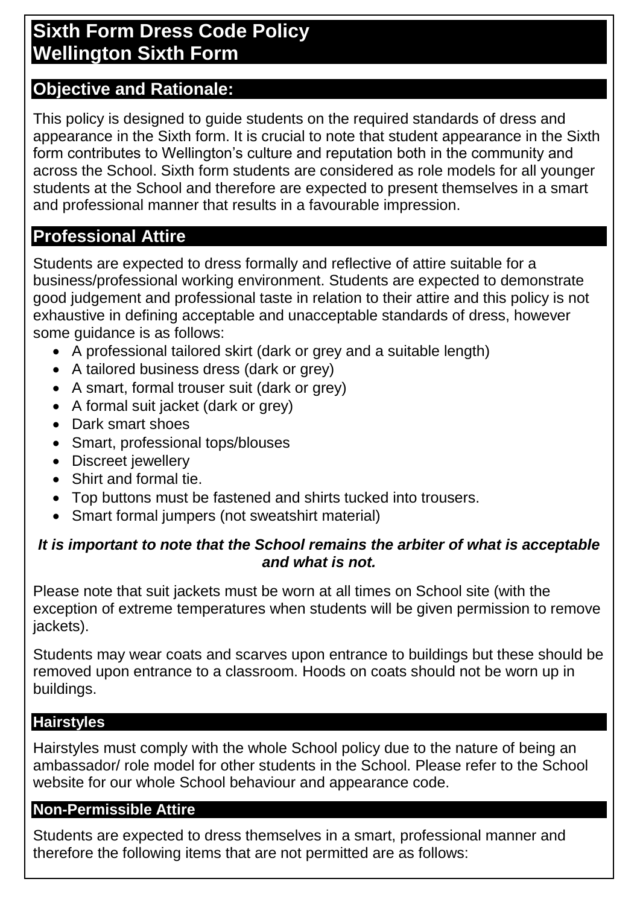# Sixth Form Dress Code Policy
# Wellington Sixth Form

## Objective and Rationale:

This policy is designed to guide students on the required standards of dress and appearance in the Sixth form. It is crucial to note that student appearance in the Sixth form contributes to Wellington's culture and reputation both in the community and across the School. Sixth form students are considered as role models for all younger students at the School and therefore are expected to present themselves in a smart and professional manner that results in a favourable impression.

## Professional Attire

Students are expected to dress formally and reflective of attire suitable for a business/professional working environment. Students are expected to demonstrate good judgement and professional taste in relation to their attire and this policy is not exhaustive in defining acceptable and unacceptable standards of dress, however some guidance is as follows:

- A professional tailored skirt (dark or grey and a suitable length)
- A tailored business dress (dark or grey)
- A smart, formal trouser suit (dark or grey)
- A formal suit jacket (dark or grey)
- Dark smart shoes
- Smart, professional tops/blouses
- Discreet jewellery
- Shirt and formal tie.
- Top buttons must be fastened and shirts tucked into trousers.
- Smart formal jumpers (not sweatshirt material)

***It is important to note that the School remains the arbiter of what is acceptable and what is not.***

Please note that suit jackets must be worn at all times on School site (with the exception of extreme temperatures when students will be given permission to remove jackets).

Students may wear coats and scarves upon entrance to buildings but these should be removed upon entrance to a classroom. Hoods on coats should not be worn up in buildings.

### Hairstyles

Hairstyles must comply with the whole School policy due to the nature of being an ambassador/ role model for other students in the School. Please refer to the School website for our whole School behaviour and appearance code.

### Non-Permissible Attire

Students are expected to dress themselves in a smart, professional manner and therefore the following items that are not permitted are as follows: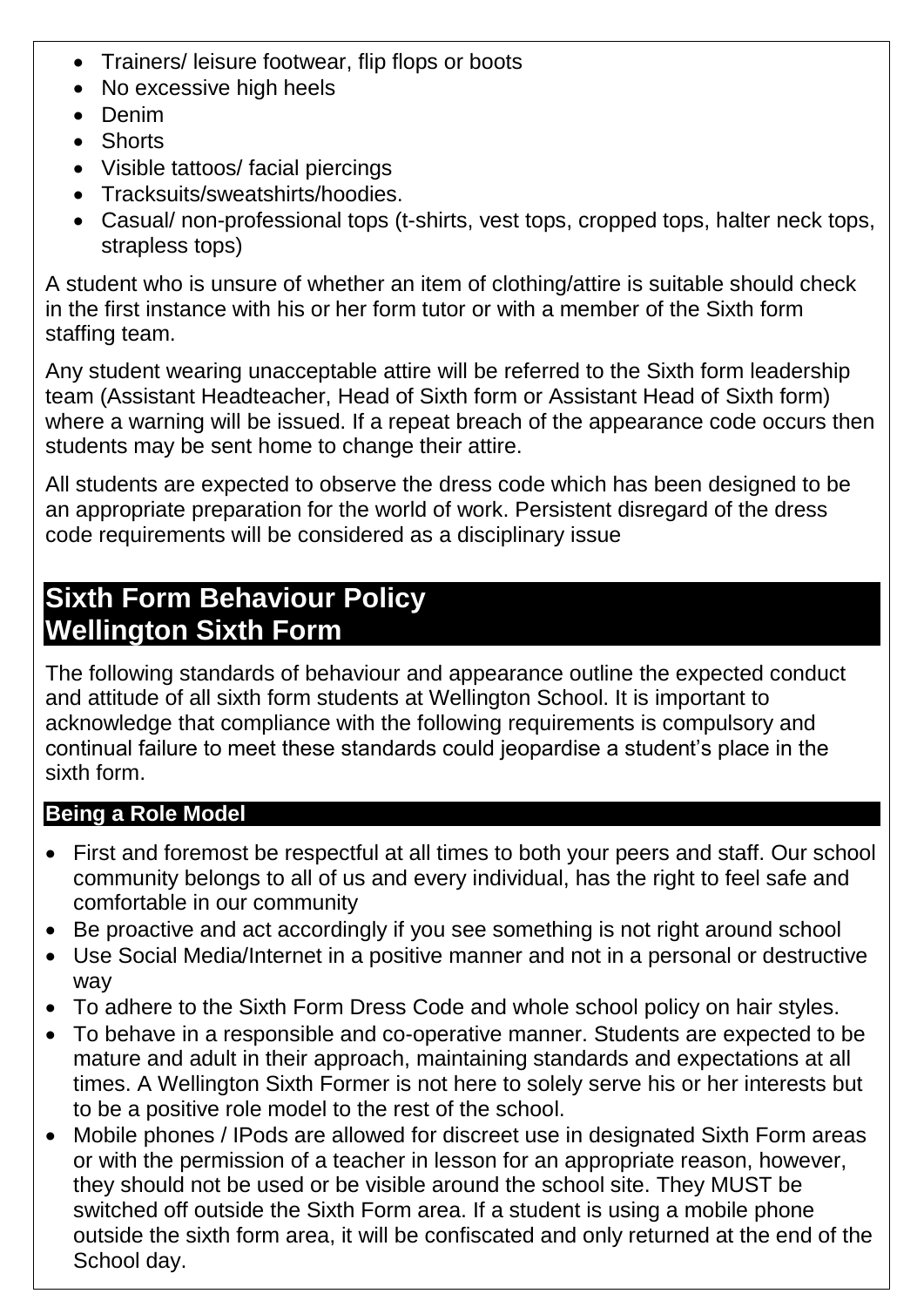- Trainers/ leisure footwear, flip flops or boots
- No excessive high heels
- Denim
- Shorts
- Visible tattoos/ facial piercings
- Tracksuits/sweatshirts/hoodies.
- Casual/ non-professional tops (t-shirts, vest tops, cropped tops, halter neck tops, strapless tops)

A student who is unsure of whether an item of clothing/attire is suitable should check in the first instance with his or her form tutor or with a member of the Sixth form staffing team.

Any student wearing unacceptable attire will be referred to the Sixth form leadership team (Assistant Headteacher, Head of Sixth form or Assistant Head of Sixth form) where a warning will be issued. If a repeat breach of the appearance code occurs then students may be sent home to change their attire.

All students are expected to observe the dress code which has been designed to be an appropriate preparation for the world of work. Persistent disregard of the dress code requirements will be considered as a disciplinary issue

## Sixth Form Behaviour Policy
## Wellington Sixth Form

The following standards of behaviour and appearance outline the expected conduct and attitude of all sixth form students at Wellington School. It is important to acknowledge that compliance with the following requirements is compulsory and continual failure to meet these standards could jeopardise a student's place in the sixth form.

### Being a Role Model

- First and foremost be respectful at all times to both your peers and staff. Our school community belongs to all of us and every individual, has the right to feel safe and comfortable in our community
- Be proactive and act accordingly if you see something is not right around school
- Use Social Media/Internet in a positive manner and not in a personal or destructive way
- To adhere to the Sixth Form Dress Code and whole school policy on hair styles.
- To behave in a responsible and co-operative manner. Students are expected to be mature and adult in their approach, maintaining standards and expectations at all times. A Wellington Sixth Former is not here to solely serve his or her interests but to be a positive role model to the rest of the school.
- Mobile phones / IPods are allowed for discreet use in designated Sixth Form areas or with the permission of a teacher in lesson for an appropriate reason, however, they should not be used or be visible around the school site. They MUST be switched off outside the Sixth Form area. If a student is using a mobile phone outside the sixth form area, it will be confiscated and only returned at the end of the School day.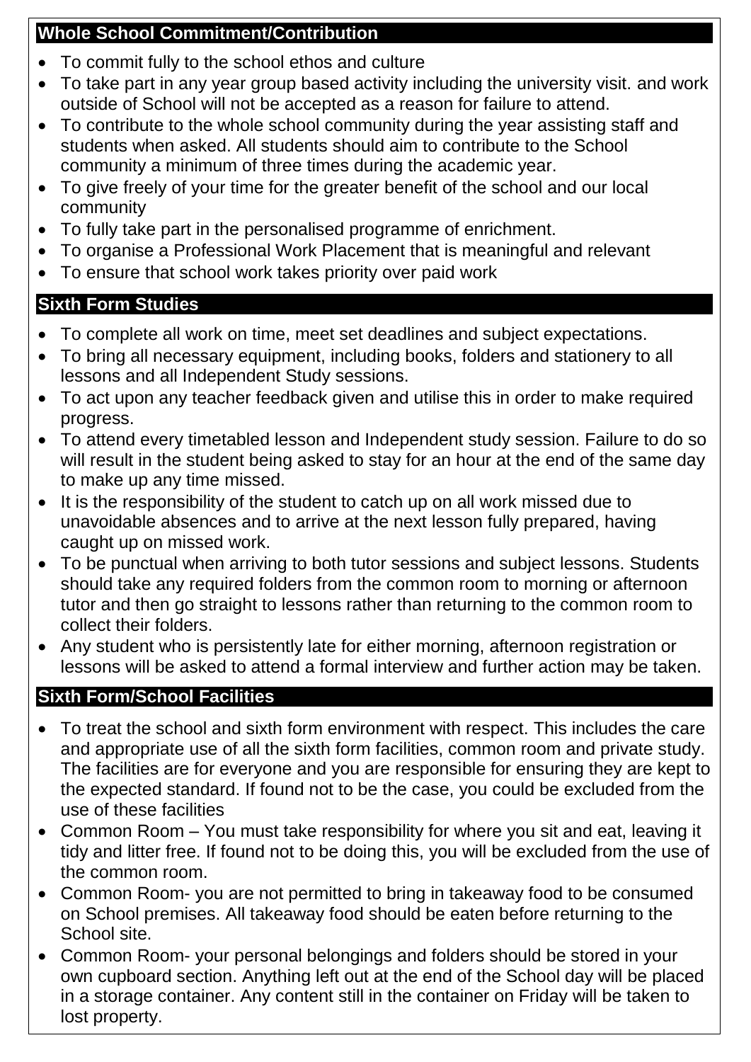## Whole School Commitment/Contribution

- To commit fully to the school ethos and culture
- To take part in any year group based activity including the university visit. and work outside of School will not be accepted as a reason for failure to attend.
- To contribute to the whole school community during the year assisting staff and students when asked. All students should aim to contribute to the School community a minimum of three times during the academic year.
- To give freely of your time for the greater benefit of the school and our local community
- To fully take part in the personalised programme of enrichment.
- To organise a Professional Work Placement that is meaningful and relevant
- To ensure that school work takes priority over paid work

## Sixth Form Studies

- To complete all work on time, meet set deadlines and subject expectations.
- To bring all necessary equipment, including books, folders and stationery to all lessons and all Independent Study sessions.
- To act upon any teacher feedback given and utilise this in order to make required progress.
- To attend every timetabled lesson and Independent study session. Failure to do so will result in the student being asked to stay for an hour at the end of the same day to make up any time missed.
- It is the responsibility of the student to catch up on all work missed due to unavoidable absences and to arrive at the next lesson fully prepared, having caught up on missed work.
- To be punctual when arriving to both tutor sessions and subject lessons. Students should take any required folders from the common room to morning or afternoon tutor and then go straight to lessons rather than returning to the common room to collect their folders.
- Any student who is persistently late for either morning, afternoon registration or lessons will be asked to attend a formal interview and further action may be taken.

## Sixth Form/School Facilities

- To treat the school and sixth form environment with respect. This includes the care and appropriate use of all the sixth form facilities, common room and private study. The facilities are for everyone and you are responsible for ensuring they are kept to the expected standard. If found not to be the case, you could be excluded from the use of these facilities
- Common Room – You must take responsibility for where you sit and eat, leaving it tidy and litter free. If found not to be doing this, you will be excluded from the use of the common room.
- Common Room- you are not permitted to bring in takeaway food to be consumed on School premises. All takeaway food should be eaten before returning to the School site.
- Common Room- your personal belongings and folders should be stored in your own cupboard section. Anything left out at the end of the School day will be placed in a storage container. Any content still in the container on Friday will be taken to lost property.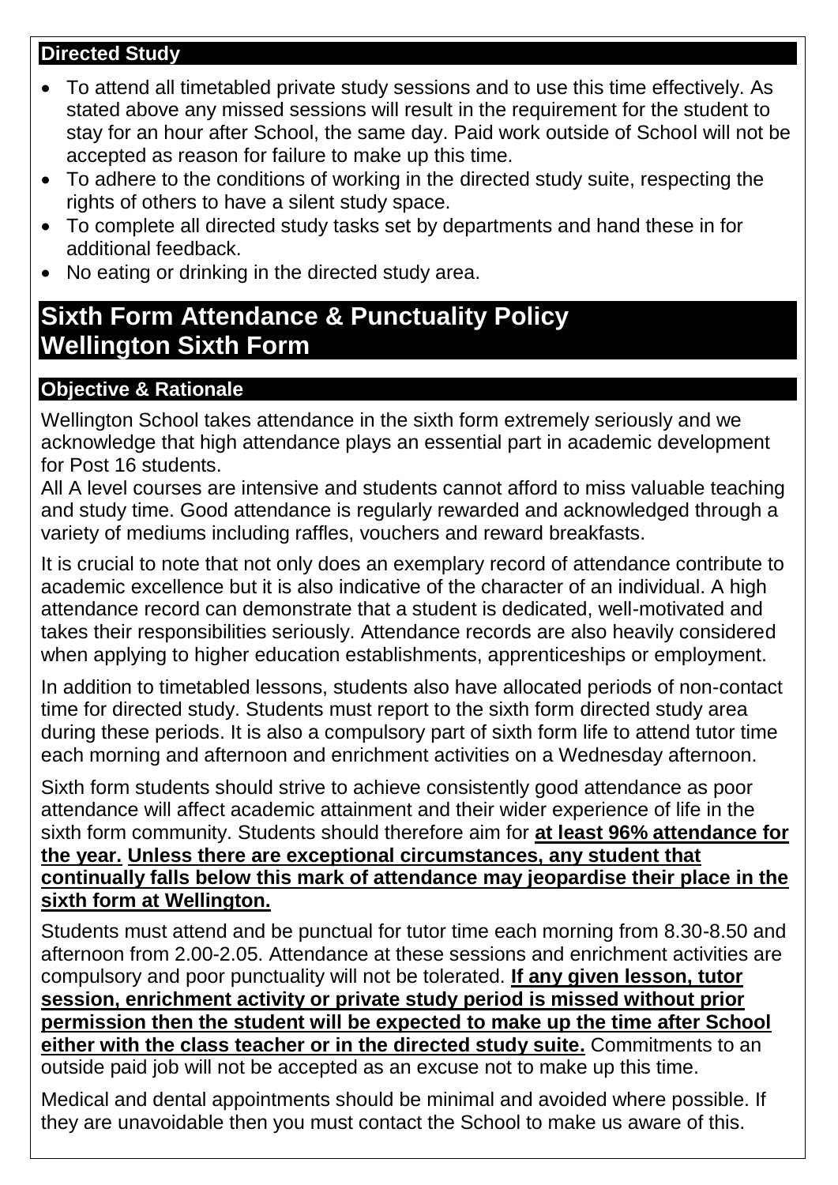### Directed Study

- To attend all timetabled private study sessions and to use this time effectively. As stated above any missed sessions will result in the requirement for the student to stay for an hour after School, the same day. Paid work outside of School will not be accepted as reason for failure to make up this time.
- To adhere to the conditions of working in the directed study suite, respecting the rights of others to have a silent study space.
- To complete all directed study tasks set by departments and hand these in for additional feedback.
- No eating or drinking in the directed study area.

## Sixth Form Attendance & Punctuality Policy
## Wellington Sixth Form

### Objective & Rationale

Wellington School takes attendance in the sixth form extremely seriously and we acknowledge that high attendance plays an essential part in academic development for Post 16 students.

All A level courses are intensive and students cannot afford to miss valuable teaching and study time. Good attendance is regularly rewarded and acknowledged through a variety of mediums including raffles, vouchers and reward breakfasts.

It is crucial to note that not only does an exemplary record of attendance contribute to academic excellence but it is also indicative of the character of an individual. A high attendance record can demonstrate that a student is dedicated, well-motivated and takes their responsibilities seriously. Attendance records are also heavily considered when applying to higher education establishments, apprenticeships or employment.

In addition to timetabled lessons, students also have allocated periods of non-contact time for directed study. Students must report to the sixth form directed study area during these periods. It is also a compulsory part of sixth form life to attend tutor time each morning and afternoon and enrichment activities on a Wednesday afternoon.

Sixth form students should strive to achieve consistently good attendance as poor attendance will affect academic attainment and their wider experience of life in the sixth form community. Students should therefore aim for **at least 96% attendance for the year. Unless there are exceptional circumstances, any student that continually falls below this mark of attendance may jeopardise their place in the sixth form at Wellington.**

Students must attend and be punctual for tutor time each morning from 8.30-8.50 and afternoon from 2.00-2.05. Attendance at these sessions and enrichment activities are compulsory and poor punctuality will not be tolerated. **If any given lesson, tutor session, enrichment activity or private study period is missed without prior permission then the student will be expected to make up the time after School either with the class teacher or in the directed study suite.** Commitments to an outside paid job will not be accepted as an excuse not to make up this time.

Medical and dental appointments should be minimal and avoided where possible. If they are unavoidable then you must contact the School to make us aware of this.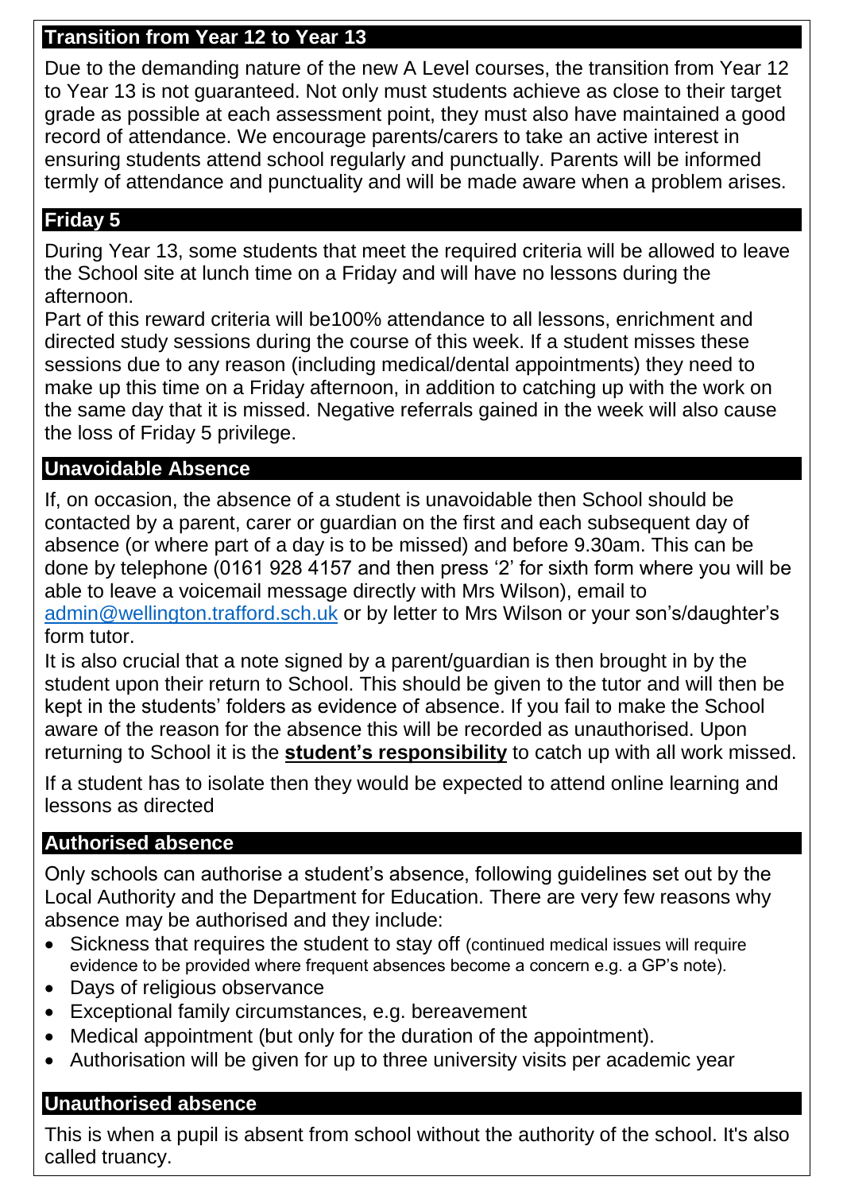## Transition from Year 12 to Year 13

Due to the demanding nature of the new A Level courses, the transition from Year 12 to Year 13 is not guaranteed. Not only must students achieve as close to their target grade as possible at each assessment point, they must also have maintained a good record of attendance. We encourage parents/carers to take an active interest in ensuring students attend school regularly and punctually. Parents will be informed termly of attendance and punctuality and will be made aware when a problem arises.

## Friday 5

During Year 13, some students that meet the required criteria will be allowed to leave the School site at lunch time on a Friday and will have no lessons during the afternoon.

Part of this reward criteria will be100% attendance to all lessons, enrichment and directed study sessions during the course of this week. If a student misses these sessions due to any reason (including medical/dental appointments) they need to make up this time on a Friday afternoon, in addition to catching up with the work on the same day that it is missed. Negative referrals gained in the week will also cause the loss of Friday 5 privilege.

## Unavoidable Absence

If, on occasion, the absence of a student is unavoidable then School should be contacted by a parent, carer or guardian on the first and each subsequent day of absence (or where part of a day is to be missed) and before 9.30am. This can be done by telephone (0161 928 4157 and then press '2' for sixth form where you will be able to leave a voicemail message directly with Mrs Wilson), email to admin@wellington.trafford.sch.uk or by letter to Mrs Wilson or your son's/daughter's form tutor.

It is also crucial that a note signed by a parent/guardian is then brought in by the student upon their return to School. This should be given to the tutor and will then be kept in the students' folders as evidence of absence. If you fail to make the School aware of the reason for the absence this will be recorded as unauthorised. Upon returning to School it is the **student's responsibility** to catch up with all work missed.

If a student has to isolate then they would be expected to attend online learning and lessons as directed

## Authorised absence

Only schools can authorise a student's absence, following guidelines set out by the Local Authority and the Department for Education. There are very few reasons why absence may be authorised and they include:

- Sickness that requires the student to stay off (continued medical issues will require evidence to be provided where frequent absences become a concern e.g. a GP's note).
- Days of religious observance
- Exceptional family circumstances, e.g. bereavement
- Medical appointment (but only for the duration of the appointment).
- Authorisation will be given for up to three university visits per academic year

## Unauthorised absence

This is when a pupil is absent from school without the authority of the school. It's also called truancy.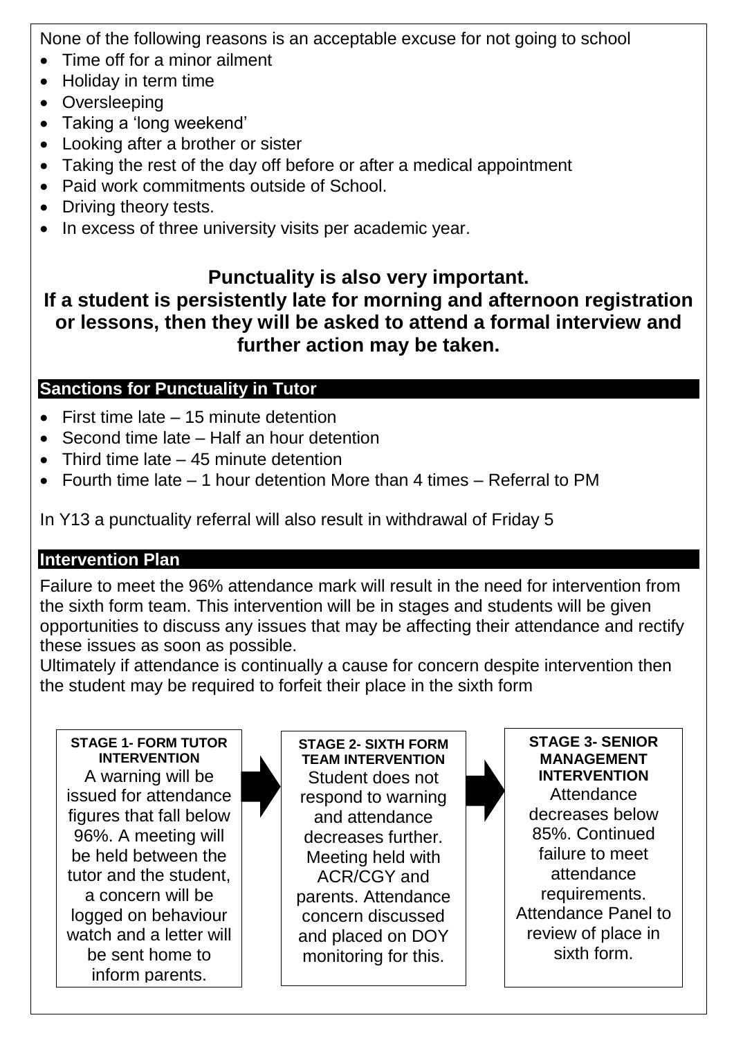None of the following reasons is an acceptable excuse for not going to school

- Time off for a minor ailment
- Holiday in term time
- Oversleeping
- Taking a 'long weekend'
- Looking after a brother or sister
- Taking the rest of the day off before or after a medical appointment
- Paid work commitments outside of School.
- Driving theory tests.
- In excess of three university visits per academic year.

**Punctuality is also very important.**
**If a student is persistently late for morning and afternoon registration or lessons, then they will be asked to attend a formal interview and further action may be taken.**

## Sanctions for Punctuality in Tutor

- First time late – 15 minute detention
- Second time late – Half an hour detention
- Third time late – 45 minute detention
- Fourth time late – 1 hour detention More than 4 times – Referral to PM

In Y13 a punctuality referral will also result in withdrawal of Friday 5

## Intervention Plan

Failure to meet the 96% attendance mark will result in the need for intervention from the sixth form team. This intervention will be in stages and students will be given opportunities to discuss any issues that may be affecting their attendance and rectify these issues as soon as possible.
Ultimately if attendance is continually a cause for concern despite intervention then the student may be required to forfeit their place in the sixth form

**STAGE 1- FORM TUTOR INTERVENTION**
A warning will be issued for attendance figures that fall below 96%. A meeting will be held between the tutor and the student, a concern will be logged on behaviour watch and a letter will be sent home to inform parents.

**STAGE 2- SIXTH FORM TEAM INTERVENTION**
Student does not respond to warning and attendance decreases further. Meeting held with ACR/CGY and parents. Attendance concern discussed and placed on DOY monitoring for this.

**STAGE 3- SENIOR MANAGEMENT INTERVENTION**
Attendance decreases below 85%. Continued failure to meet attendance requirements. Attendance Panel to review of place in sixth form.